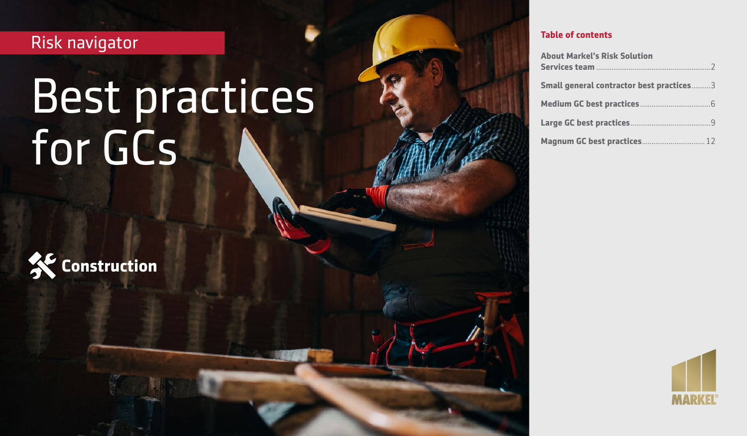Risk navigator

# Best practices for GCs

Construction

## Table of contents

About Markel's Risk Solution Services team ..........2

Small general contractor best practices..........3

Medium GC best practices..........6

Large GC best practices..........9

Magnum GC best practices..........12

MARKEL®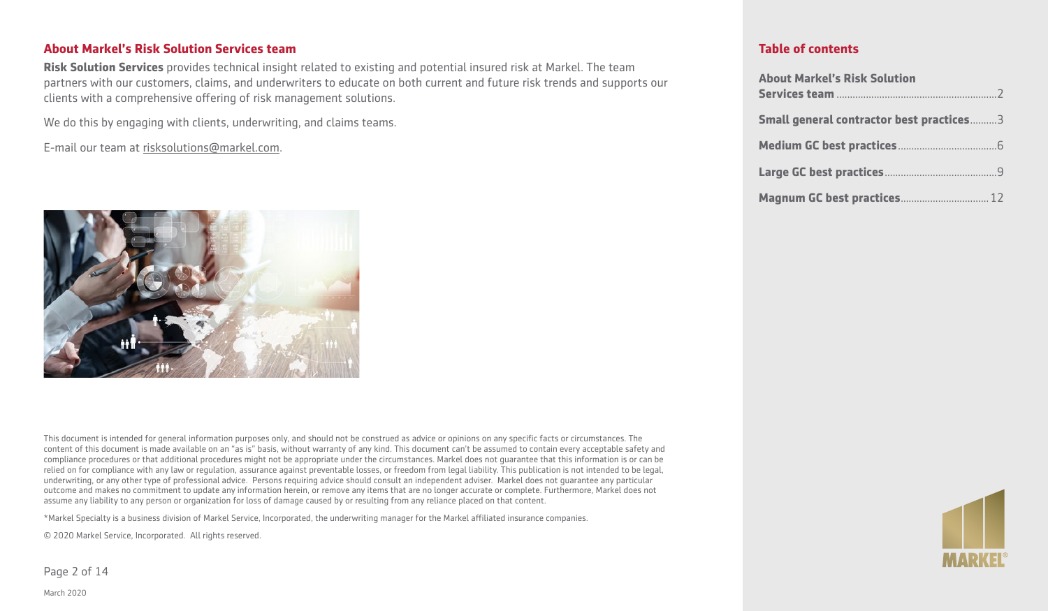## About Markel's Risk Solution Services team

**Risk Solution Services** provides technical insight related to existing and potential insured risk at Markel. The team partners with our customers, claims, and underwriters to educate on both current and future risk trends and supports our clients with a comprehensive offering of risk management solutions.

We do this by engaging with clients, underwriting, and claims teams.

E-mail our team at risksolutions@markel.com.

This document is intended for general information purposes only, and should not be construed as advice or opinions on any specific facts or circumstances. The content of this document is made available on an "as is" basis, without warranty of any kind. This document can't be assumed to contain every acceptable safety and compliance procedures or that additional procedures might not be appropriate under the circumstances. Markel does not guarantee that this information is or can be relied on for compliance with any law or regulation, assurance against preventable losses, or freedom from legal liability. This publication is not intended to be legal, underwriting, or any other type of professional advice. Persons requiring advice should consult an independent adviser. Markel does not guarantee any particular outcome and makes no commitment to update any information herein, or remove any items that are no longer accurate or complete. Furthermore, Markel does not assume any liability to any person or organization for loss of damage caused by or resulting from any reliance placed on that content.

*Markel Specialty is a business division of Markel Service, Incorporated, the underwriting manager for the Markel affiliated insurance companies.

© 2020 Markel Service, Incorporated. All rights reserved.

March 2020

## Table of contents

**About Markel's Risk Solution Services team** ........ 2

**Small general contractor best practices** ........ 3

**Medium GC best practices** ........ 6

**Large GC best practices** ........ 9

**Magnum GC best practices** ........ 12

MARKEL®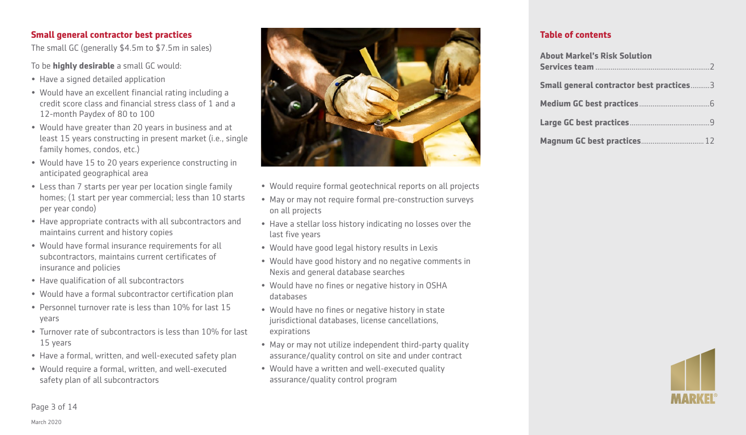## Small general contractor best practices

The small GC (generally $4.5m to $7.5m in sales)

To be **highly desirable** a small GC would:

- Have a signed detailed application
- Would have an excellent financial rating including a credit score class and financial stress class of 1 and a 12-month Paydex of 80 to 100
- Would have greater than 20 years in business and at least 15 years constructing in present market (i.e., single family homes, condos, etc.)
- Would have 15 to 20 years experience constructing in anticipated geographical area
- Less than 7 starts per year per location single family homes; (1 start per year commercial; less than 10 starts per year condo)
- Have appropriate contracts with all subcontractors and maintains current and history copies
- Would have formal insurance requirements for all subcontractors, maintains current certificates of insurance and policies
- Have qualification of all subcontractors
- Would have a formal subcontractor certification plan
- Personnel turnover rate is less than 10% for last 15 years
- Turnover rate of subcontractors is less than 10% for last 15 years
- Have a formal, written, and well-executed safety plan
- Would require a formal, written, and well-executed safety plan of all subcontractors
- Would require formal geotechnical reports on all projects
- May or may not require formal pre-construction surveys on all projects
- Have a stellar loss history indicating no losses over the last five years
- Would have good legal history results in Lexis
- Would have good history and no negative comments in Nexis and general database searches
- Would have no fines or negative history in OSHA databases
- Would have no fines or negative history in state jurisdictional databases, license cancellations, expirations
- May or may not utilize independent third-party quality assurance/quality control on site and under contract
- Would have a written and well-executed quality assurance/quality control program

## Table of contents

**About Markel's Risk Solution Services team** ........ 2

**Small general contractor best practices** ........ 3

**Medium GC best practices** ........ 6

**Large GC best practices** ........ 9

**Magnum GC best practices** ........ 12

March 2020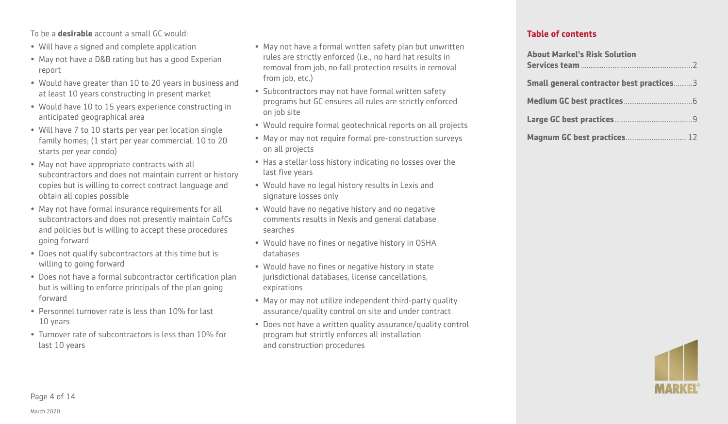To be a **desirable** account a small GC would:

- Will have a signed and complete application
- May not have a D&B rating but has a good Experian report
- Would have greater than 10 to 20 years in business and at least 10 years constructing in present market
- Would have 10 to 15 years experience constructing in anticipated geographical area
- Will have 7 to 10 starts per year per location single family homes; (1 start per year commercial; 10 to 20 starts per year condo)
- May not have appropriate contracts with all subcontractors and does not maintain current or history copies but is willing to correct contract language and obtain all copies possible
- May not have formal insurance requirements for all subcontractors and does not presently maintain CofCs and policies but is willing to accept these procedures going forward
- Does not qualify subcontractors at this time but is willing to going forward
- Does not have a formal subcontractor certification plan but is willing to enforce principals of the plan going forward
- Personnel turnover rate is less than 10% for last 10 years
- Turnover rate of subcontractors is less than 10% for last 10 years
- May not have a formal written safety plan but unwritten rules are strictly enforced (i.e., no hard hat results in removal from job, no fall protection results in removal from job, etc.)
- Subcontractors may not have formal written safety programs but GC ensures all rules are strictly enforced on job site
- Would require formal geotechnical reports on all projects
- May or may not require formal pre-construction surveys on all projects
- Has a stellar loss history indicating no losses over the last five years
- Would have no legal history results in Lexis and signature losses only
- Would have no negative history and no negative comments results in Nexis and general database searches
- Would have no fines or negative history in OSHA databases
- Would have no fines or negative history in state jurisdictional databases, license cancellations, expirations
- May or may not utilize independent third-party quality assurance/quality control on site and under contract
- Does not have a written quality assurance/quality control program but strictly enforces all installation and construction procedures

March 2020

**Table of contents**

- **About Markel's Risk Solution Services team** .......... 2
- **Small general contractor best practices** .......... 3
- **Medium GC best practices** .......... 6
- **Large GC best practices** .......... 9
- **Magnum GC best practices** .......... 12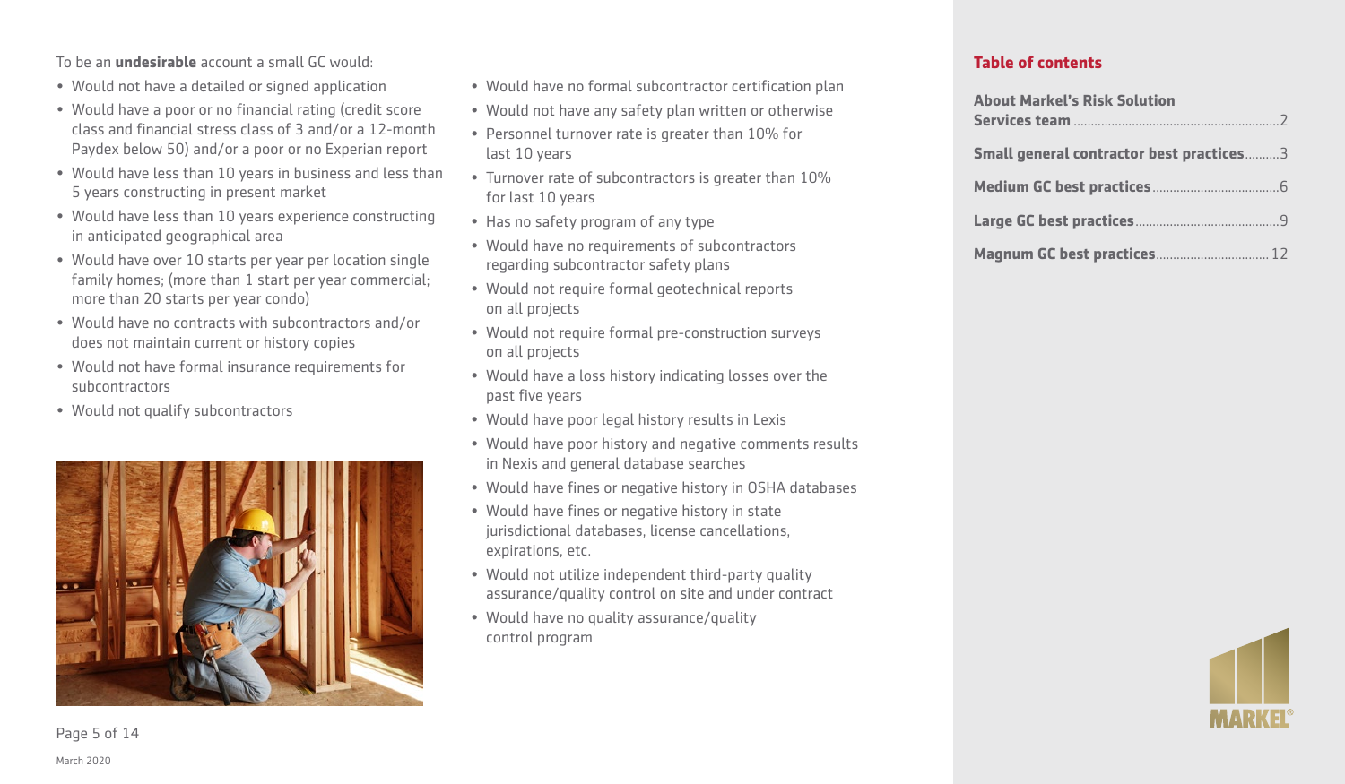To be an **undesirable** account a small GC would:

- Would not have a detailed or signed application
- Would have a poor or no financial rating (credit score class and financial stress class of 3 and/or a 12-month Paydex below 50) and/or a poor or no Experian report
- Would have less than 10 years in business and less than 5 years constructing in present market
- Would have less than 10 years experience constructing in anticipated geographical area
- Would have over 10 starts per year per location single family homes; (more than 1 start per year commercial; more than 20 starts per year condo)
- Would have no contracts with subcontractors and/or does not maintain current or history copies
- Would not have formal insurance requirements for subcontractors
- Would not qualify subcontractors
- Would have no formal subcontractor certification plan
- Would not have any safety plan written or otherwise
- Personnel turnover rate is greater than 10% for last 10 years
- Turnover rate of subcontractors is greater than 10% for last 10 years
- Has no safety program of any type
- Would have no requirements of subcontractors regarding subcontractor safety plans
- Would not require formal geotechnical reports on all projects
- Would not require formal pre-construction surveys on all projects
- Would have a loss history indicating losses over the past five years
- Would have poor legal history results in Lexis
- Would have poor history and negative comments results in Nexis and general database searches
- Would have fines or negative history in OSHA databases
- Would have fines or negative history in state jurisdictional databases, license cancellations, expirations, etc.
- Would not utilize independent third-party quality assurance/quality control on site and under contract
- Would have no quality assurance/quality control program

March 2020

**Table of contents**

**About Markel's Risk Solution Services team** .......... 2

**Small general contractor best practices** .......... 3

**Medium GC best practices** .......... 6

**Large GC best practices** .......... 9

**Magnum GC best practices** .......... 12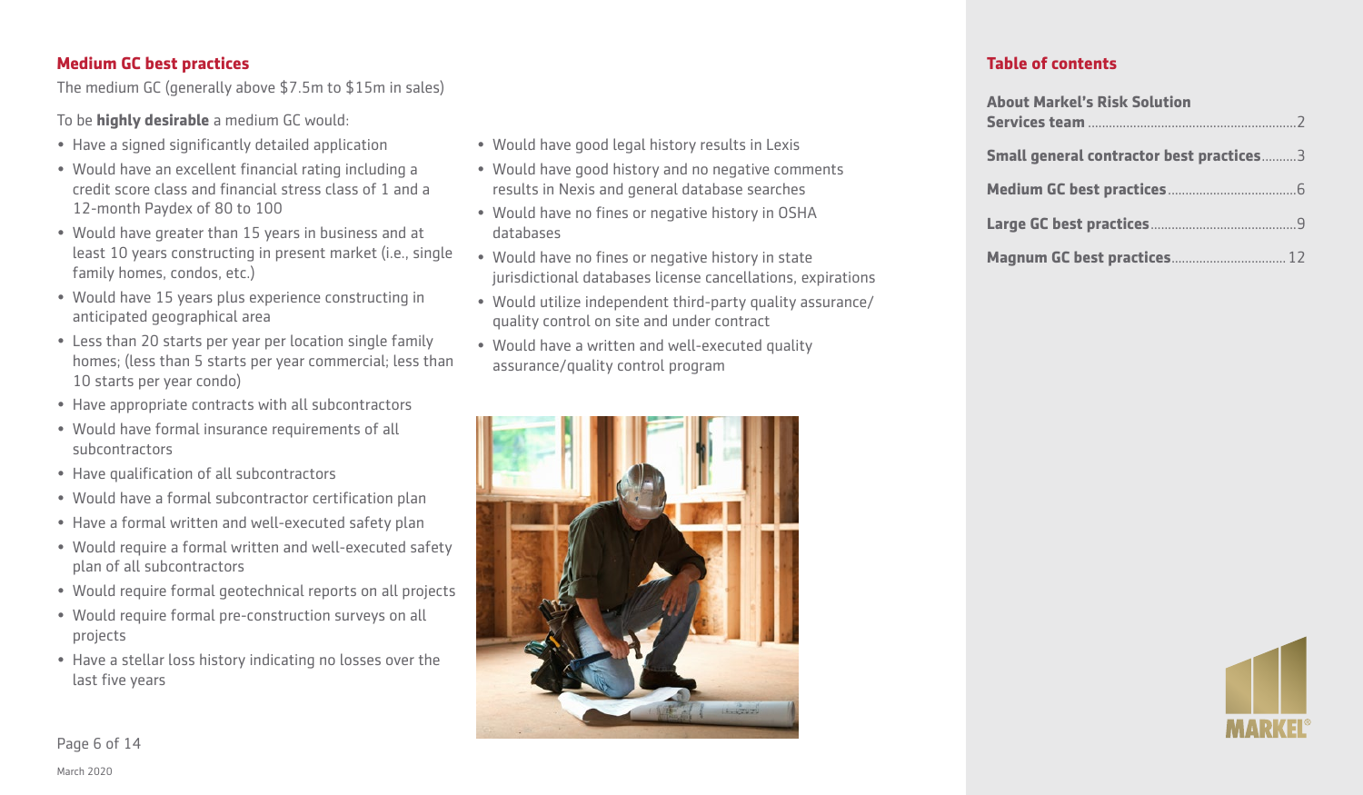## Medium GC best practices

The medium GC (generally above $7.5m to $15m in sales)

To be **highly desirable** a medium GC would:

- Have a signed significantly detailed application
- Would have an excellent financial rating including a credit score class and financial stress class of 1 and a 12-month Paydex of 80 to 100
- Would have greater than 15 years in business and at least 10 years constructing in present market (i.e., single family homes, condos, etc.)
- Would have 15 years plus experience constructing in anticipated geographical area
- Less than 20 starts per year per location single family homes; (less than 5 starts per year commercial; less than 10 starts per year condo)
- Have appropriate contracts with all subcontractors
- Would have formal insurance requirements of all subcontractors
- Have qualification of all subcontractors
- Would have a formal subcontractor certification plan
- Have a formal written and well-executed safety plan
- Would require a formal written and well-executed safety plan of all subcontractors
- Would require formal geotechnical reports on all projects
- Would require formal pre-construction surveys on all projects
- Have a stellar loss history indicating no losses over the last five years
- Would have good legal history results in Lexis
- Would have good history and no negative comments results in Nexis and general database searches
- Would have no fines or negative history in OSHA databases
- Would have no fines or negative history in state jurisdictional databases license cancellations, expirations
- Would utilize independent third-party quality assurance/quality control on site and under contract
- Would have a written and well-executed quality assurance/quality control program

March 2020

## Table of contents

- **About Markel's Risk Solution Services team** ........ 2
- **Small general contractor best practices** ........ 3
- **Medium GC best practices** ........ 6
- **Large GC best practices** ........ 9
- **Magnum GC best practices** ........ 12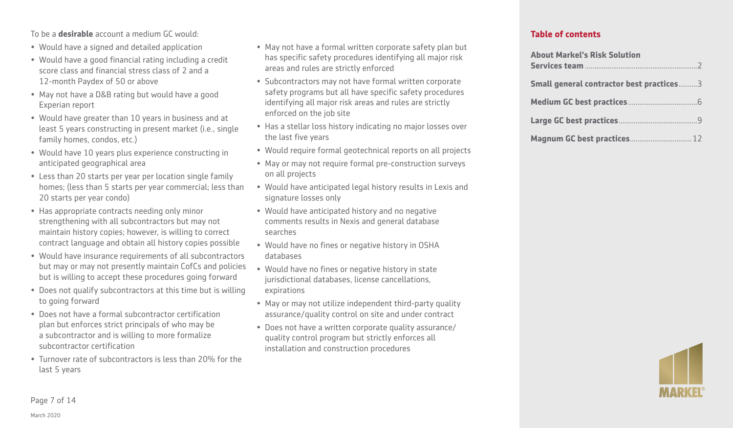To be a **desirable** account a medium GC would:

- Would have a signed and detailed application
- Would have a good financial rating including a credit score class and financial stress class of 2 and a 12-month Paydex of 50 or above
- May not have a D&B rating but would have a good Experian report
- Would have greater than 10 years in business and at least 5 years constructing in present market (i.e., single family homes, condos, etc.)
- Would have 10 years plus experience constructing in anticipated geographical area
- Less than 20 starts per year per location single family homes; (less than 5 starts per year commercial; less than 20 starts per year condo)
- Has appropriate contracts needing only minor strengthening with all subcontractors but may not maintain history copies; however, is willing to correct contract language and obtain all history copies possible
- Would have insurance requirements of all subcontractors but may or may not presently maintain CofCs and policies but is willing to accept these procedures going forward
- Does not qualify subcontractors at this time but is willing to going forward
- Does not have a formal subcontractor certification plan but enforces strict principals of who may be a subcontractor and is willing to more formalize subcontractor certification
- Turnover rate of subcontractors is less than 20% for the last 5 years
- May not have a formal written corporate safety plan but has specific safety procedures identifying all major risk areas and rules are strictly enforced
- Subcontractors may not have formal written corporate safety programs but all have specific safety procedures identifying all major risk areas and rules are strictly enforced on the job site
- Has a stellar loss history indicating no major losses over the last five years
- Would require formal geotechnical reports on all projects
- May or may not require formal pre-construction surveys on all projects
- Would have anticipated legal history results in Lexis and signature losses only
- Would have anticipated history and no negative comments results in Nexis and general database searches
- Would have no fines or negative history in OSHA databases
- Would have no fines or negative history in state jurisdictional databases, license cancellations, expirations
- May or may not utilize independent third-party quality assurance/quality control on site and under contract
- Does not have a written corporate quality assurance/ quality control program but strictly enforces all installation and construction procedures

March 2020

**Table of contents**

**About Markel's Risk Solution Services team** .......... 2

**Small general contractor best practices** .......... 3

**Medium GC best practices** .......... 6

**Large GC best practices** .......... 9

**Magnum GC best practices** .......... 12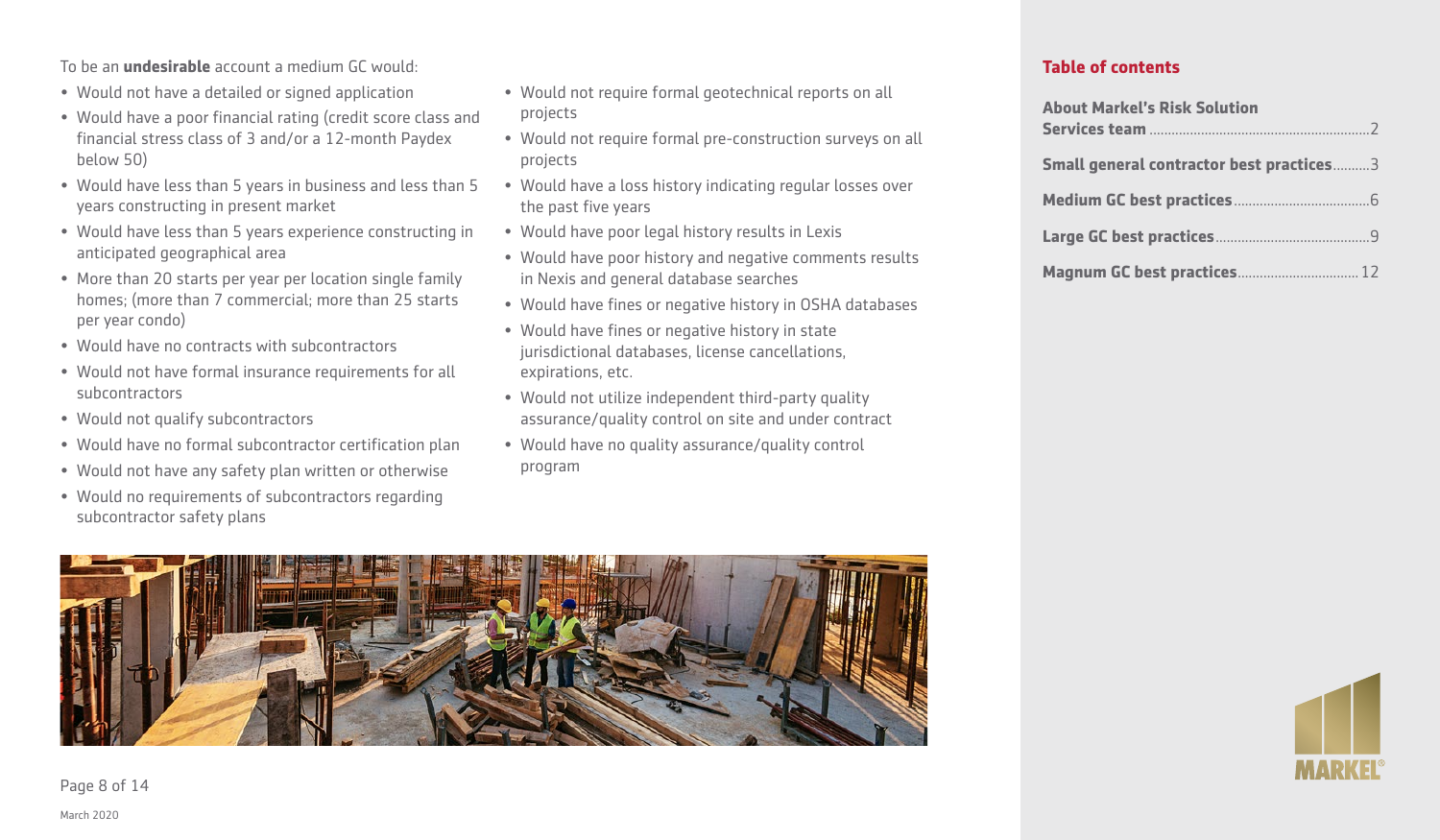To be an **undesirable** account a medium GC would:

- Would not have a detailed or signed application
- Would have a poor financial rating (credit score class and financial stress class of 3 and/or a 12-month Paydex below 50)
- Would have less than 5 years in business and less than 5 years constructing in present market
- Would have less than 5 years experience constructing in anticipated geographical area
- More than 20 starts per year per location single family homes; (more than 7 commercial; more than 25 starts per year condo)
- Would have no contracts with subcontractors
- Would not have formal insurance requirements for all subcontractors
- Would not qualify subcontractors
- Would have no formal subcontractor certification plan
- Would not have any safety plan written or otherwise
- Would no requirements of subcontractors regarding subcontractor safety plans
- Would not require formal geotechnical reports on all projects
- Would not require formal pre-construction surveys on all projects
- Would have a loss history indicating regular losses over the past five years
- Would have poor legal history results in Lexis
- Would have poor history and negative comments results in Nexis and general database searches
- Would have fines or negative history in OSHA databases
- Would have fines or negative history in state jurisdictional databases, license cancellations, expirations, etc.
- Would not utilize independent third-party quality assurance/quality control on site and under contract
- Would have no quality assurance/quality control program

March 2020

## Table of contents

- **About Markel's Risk Solution Services team** .......... 2
- **Small general contractor best practices** .......... 3
- **Medium GC best practices** .......... 6
- **Large GC best practices** .......... 9
- **Magnum GC best practices** .......... 12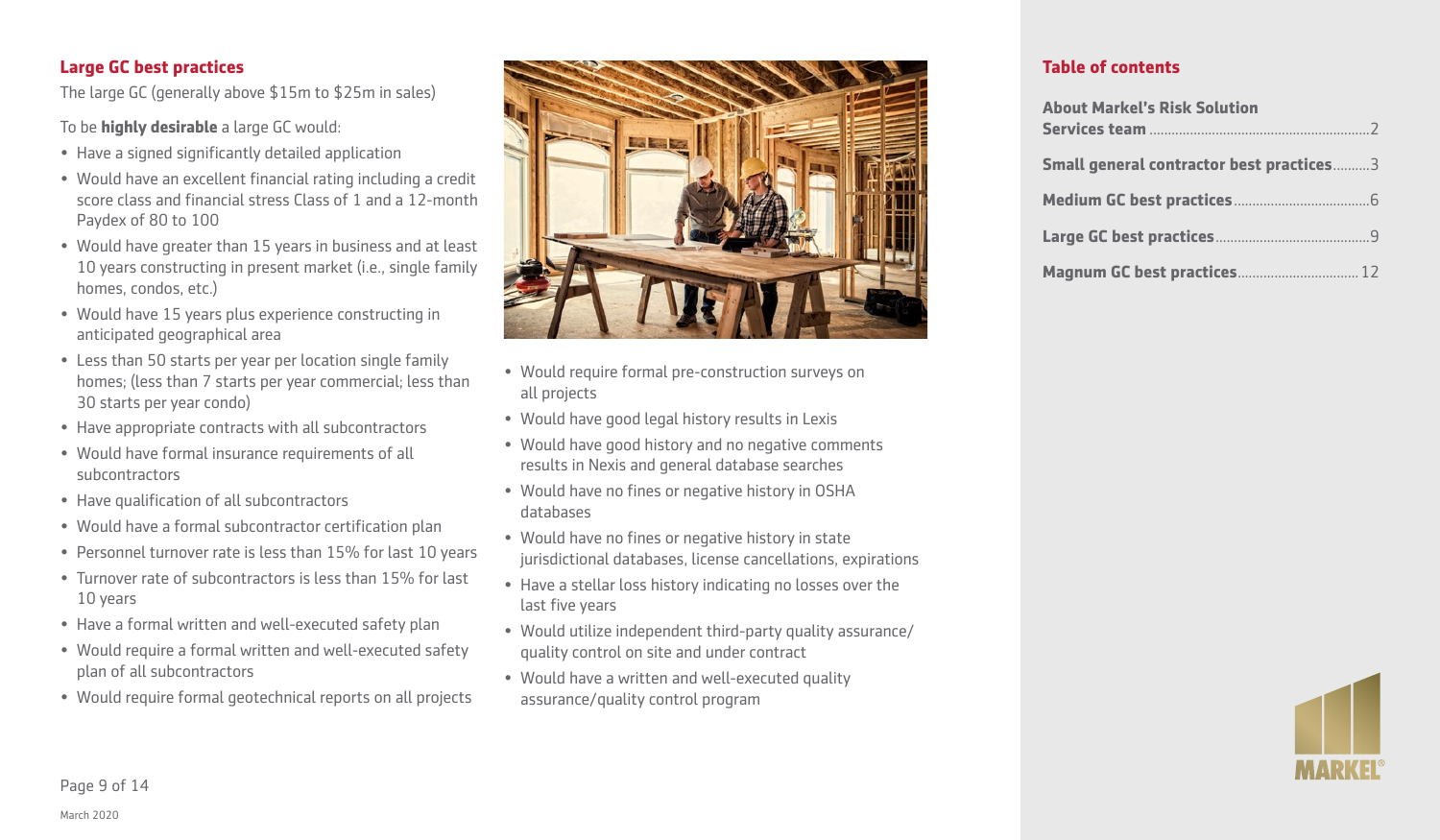## Large GC best practices

The large GC (generally above $15m to $25m in sales)

To be **highly desirable** a large GC would:

- Have a signed significantly detailed application
- Would have an excellent financial rating including a credit score class and financial stress Class of 1 and a 12-month Paydex of 80 to 100
- Would have greater than 15 years in business and at least 10 years constructing in present market (i.e., single family homes, condos, etc.)
- Would have 15 years plus experience constructing in anticipated geographical area
- Less than 50 starts per year per location single family homes; (less than 7 starts per year commercial; less than 30 starts per year condo)
- Have appropriate contracts with all subcontractors
- Would have formal insurance requirements of all subcontractors
- Have qualification of all subcontractors
- Would have a formal subcontractor certification plan
- Personnel turnover rate is less than 15% for last 10 years
- Turnover rate of subcontractors is less than 15% for last 10 years
- Have a formal written and well-executed safety plan
- Would require a formal written and well-executed safety plan of all subcontractors
- Would require formal geotechnical reports on all projects
- Would require formal pre-construction surveys on all projects
- Would have good legal history results in Lexis
- Would have good history and no negative comments results in Nexis and general database searches
- Would have no fines or negative history in OSHA databases
- Would have no fines or negative history in state jurisdictional databases, license cancellations, expirations
- Have a stellar loss history indicating no losses over the last five years
- Would utilize independent third-party quality assurance/quality control on site and under contract
- Would have a written and well-executed quality assurance/quality control program

## Table of contents

- **About Markel's Risk Solution Services team** ........ 2
- **Small general contractor best practices** ........ 3
- **Medium GC best practices** ........ 6
- **Large GC best practices** ........ 9
- **Magnum GC best practices** ........ 12

March 2020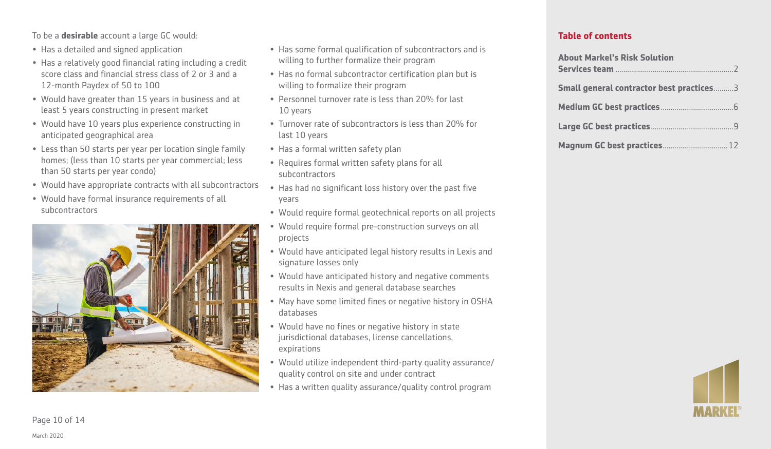To be a **desirable** account a large GC would:

- Has a detailed and signed application
- Has a relatively good financial rating including a credit score class and financial stress class of 2 or 3 and a 12-month Paydex of 50 to 100
- Would have greater than 15 years in business and at least 5 years constructing in present market
- Would have 10 years plus experience constructing in anticipated geographical area
- Less than 50 starts per year per location single family homes; (less than 10 starts per year commercial; less than 50 starts per year condo)
- Would have appropriate contracts with all subcontractors
- Would have formal insurance requirements of all subcontractors
- Has some formal qualification of subcontractors and is willing to further formalize their program
- Has no formal subcontractor certification plan but is willing to formalize their program
- Personnel turnover rate is less than 20% for last 10 years
- Turnover rate of subcontractors is less than 20% for last 10 years
- Has a formal written safety plan
- Requires formal written safety plans for all subcontractors
- Has had no significant loss history over the past five years
- Would require formal geotechnical reports on all projects
- Would require formal pre-construction surveys on all projects
- Would have anticipated legal history results in Lexis and signature losses only
- Would have anticipated history and negative comments results in Nexis and general database searches
- May have some limited fines or negative history in OSHA databases
- Would have no fines or negative history in state jurisdictional databases, license cancellations, expirations
- Would utilize independent third-party quality assurance/quality control on site and under contract
- Has a written quality assurance/quality control program

**Table of contents**

**About Markel's Risk Solution Services team** .......... 2

**Small general contractor best practices** .......... 3

**Medium GC best practices** .......... 6

**Large GC best practices** .......... 9

**Magnum GC best practices** .......... 12

March 2020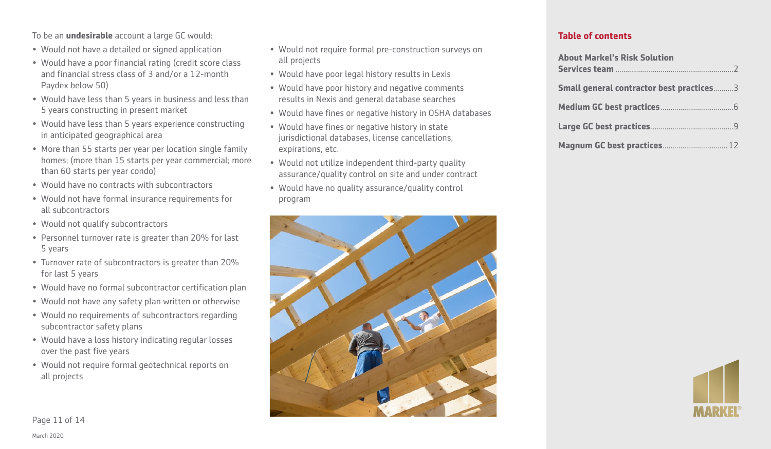To be an **undesirable** account a large GC would:

- Would not have a detailed or signed application
- Would have a poor financial rating (credit score class and financial stress class of 3 and/or a 12-month Paydex below 50)
- Would have less than 5 years in business and less than 5 years constructing in present market
- Would have less than 5 years experience constructing in anticipated geographical area
- More than 55 starts per year per location single family homes; (more than 15 starts per year commercial; more than 60 starts per year condo)
- Would have no contracts with subcontractors
- Would not have formal insurance requirements for all subcontractors
- Would not qualify subcontractors
- Personnel turnover rate is greater than 20% for last 5 years
- Turnover rate of subcontractors is greater than 20% for last 5 years
- Would have no formal subcontractor certification plan
- Would not have any safety plan written or otherwise
- Would no requirements of subcontractors regarding subcontractor safety plans
- Would have a loss history indicating regular losses over the past five years
- Would not require formal geotechnical reports on all projects
- Would not require formal pre-construction surveys on all projects
- Would have poor legal history results in Lexis
- Would have poor history and negative comments results in Nexis and general database searches
- Would have fines or negative history in OSHA databases
- Would have fines or negative history in state jurisdictional databases, license cancellations, expirations, etc.
- Would not utilize independent third-party quality assurance/quality control on site and under contract
- Would have no quality assurance/quality control program

March 2020

## Table of contents

**About Markel's Risk Solution Services team** ..... 2

**Small general contractor best practices** ..... 3

**Medium GC best practices** ..... 6

**Large GC best practices** ..... 9

**Magnum GC best practices** ..... 12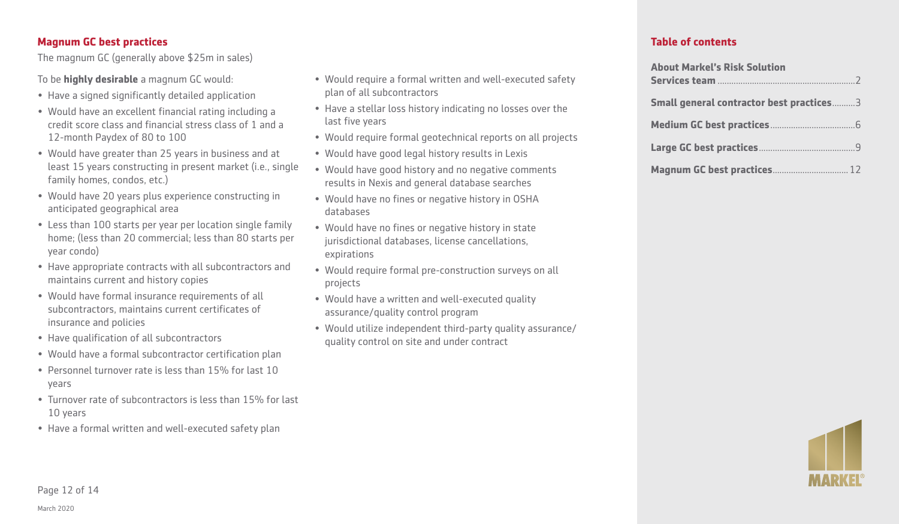## Magnum GC best practices

The magnum GC (generally above $25m in sales)

To be **highly desirable** a magnum GC would:

- Have a signed significantly detailed application
- Would have an excellent financial rating including a credit score class and financial stress class of 1 and a 12-month Paydex of 80 to 100
- Would have greater than 25 years in business and at least 15 years constructing in present market (i.e., single family homes, condos, etc.)
- Would have 20 years plus experience constructing in anticipated geographical area
- Less than 100 starts per year per location single family home; (less than 20 commercial; less than 80 starts per year condo)
- Have appropriate contracts with all subcontractors and maintains current and history copies
- Would have formal insurance requirements of all subcontractors, maintains current certificates of insurance and policies
- Have qualification of all subcontractors
- Would have a formal subcontractor certification plan
- Personnel turnover rate is less than 15% for last 10 years
- Turnover rate of subcontractors is less than 15% for last 10 years
- Have a formal written and well-executed safety plan
- Would require a formal written and well-executed safety plan of all subcontractors
- Have a stellar loss history indicating no losses over the last five years
- Would require formal geotechnical reports on all projects
- Would have good legal history results in Lexis
- Would have good history and no negative comments results in Nexis and general database searches
- Would have no fines or negative history in OSHA databases
- Would have no fines or negative history in state jurisdictional databases, license cancellations, expirations
- Would require formal pre-construction surveys on all projects
- Would have a written and well-executed quality assurance/quality control program
- Would utilize independent third-party quality assurance/quality control on site and under contract

## Table of contents

**About Markel's Risk Solution Services team** ........ 2

**Small general contractor best practices** ........ 3

**Medium GC best practices** ........ 6

**Large GC best practices** ........ 9

**Magnum GC best practices** ........ 12

March 2020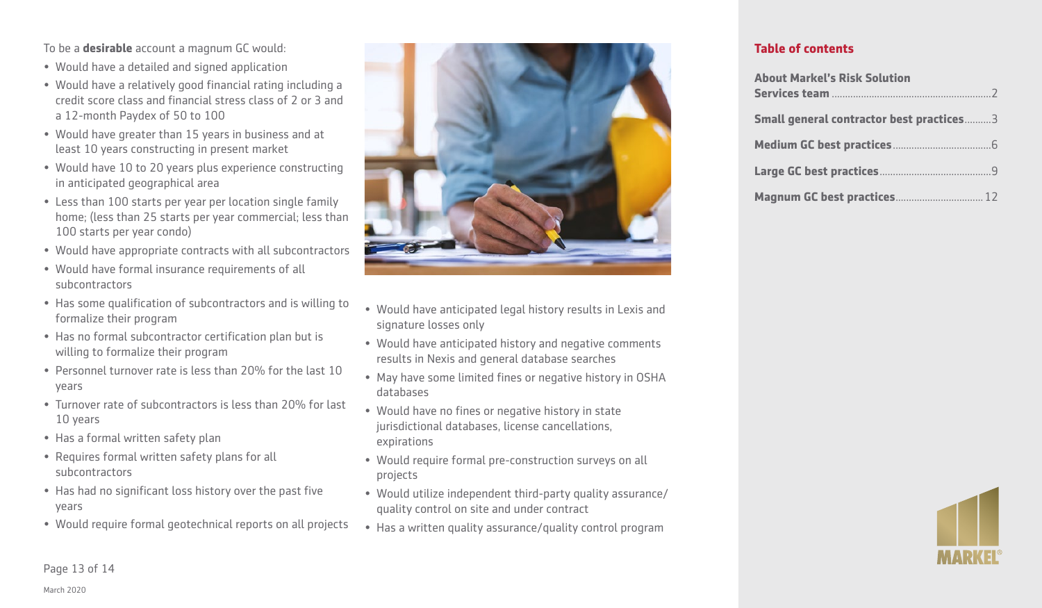To be a **desirable** account a magnum GC would:

- Would have a detailed and signed application
- Would have a relatively good financial rating including a credit score class and financial stress class of 2 or 3 and a 12-month Paydex of 50 to 100
- Would have greater than 15 years in business and at least 10 years constructing in present market
- Would have 10 to 20 years plus experience constructing in anticipated geographical area
- Less than 100 starts per year per location single family home; (less than 25 starts per year commercial; less than 100 starts per year condo)
- Would have appropriate contracts with all subcontractors
- Would have formal insurance requirements of all subcontractors
- Has some qualification of subcontractors and is willing to formalize their program
- Has no formal subcontractor certification plan but is willing to formalize their program
- Personnel turnover rate is less than 20% for the last 10 years
- Turnover rate of subcontractors is less than 20% for last 10 years
- Has a formal written safety plan
- Requires formal written safety plans for all subcontractors
- Has had no significant loss history over the past five years
- Would require formal geotechnical reports on all projects
- Would have anticipated legal history results in Lexis and signature losses only
- Would have anticipated history and negative comments results in Nexis and general database searches
- May have some limited fines or negative history in OSHA databases
- Would have no fines or negative history in state jurisdictional databases, license cancellations, expirations
- Would require formal pre-construction surveys on all projects
- Would utilize independent third-party quality assurance/quality control on site and under contract
- Has a written quality assurance/quality control program

March 2020

**Table of contents**

**About Markel's Risk Solution Services team** ....2

**Small general contractor best practices** ....3

**Medium GC best practices** ....6

**Large GC best practices** ....9

**Magnum GC best practices** ....12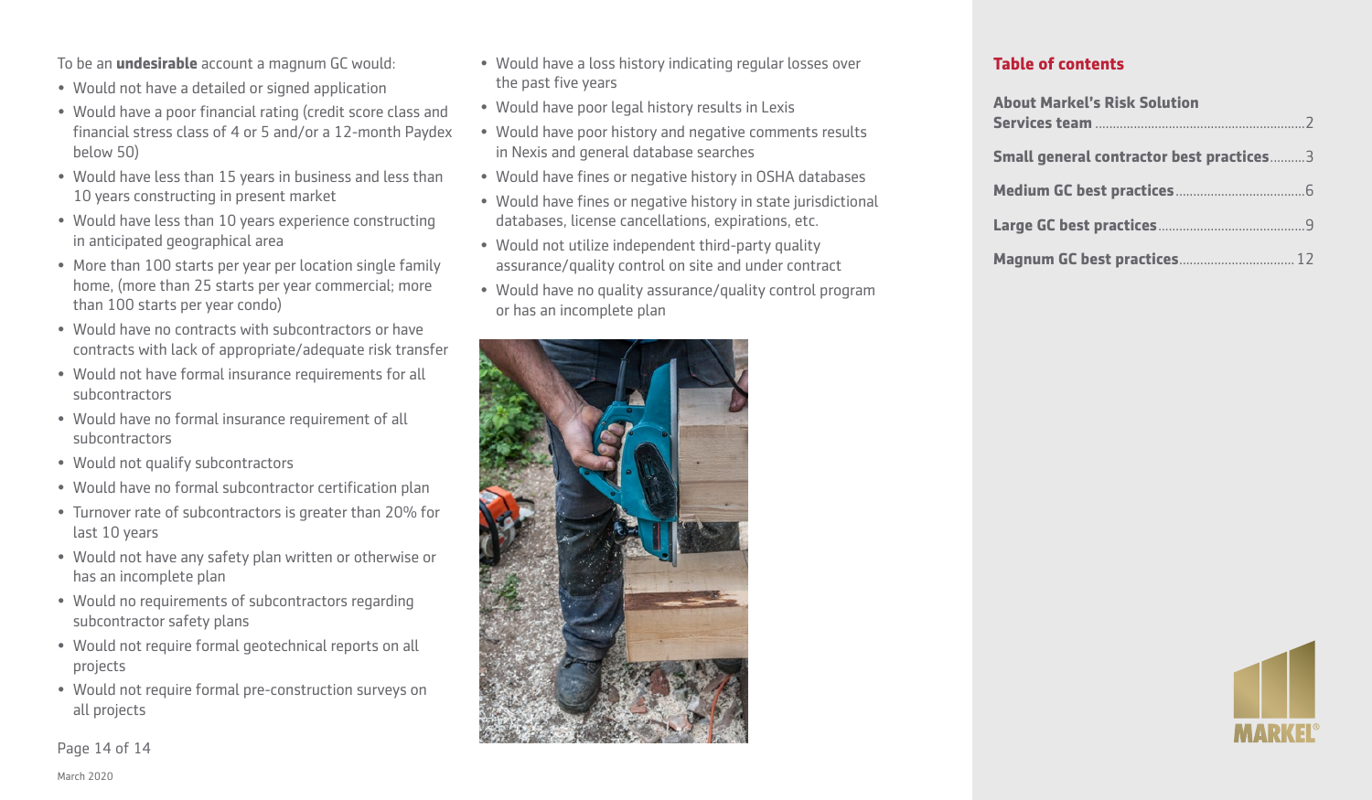To be an **undesirable** account a magnum GC would:

- Would not have a detailed or signed application
- Would have a poor financial rating (credit score class and financial stress class of 4 or 5 and/or a 12-month Paydex below 50)
- Would have less than 15 years in business and less than 10 years constructing in present market
- Would have less than 10 years experience constructing in anticipated geographical area
- More than 100 starts per year per location single family home, (more than 25 starts per year commercial; more than 100 starts per year condo)
- Would have no contracts with subcontractors or have contracts with lack of appropriate/adequate risk transfer
- Would not have formal insurance requirements for all subcontractors
- Would have no formal insurance requirement of all subcontractors
- Would not qualify subcontractors
- Would have no formal subcontractor certification plan
- Turnover rate of subcontractors is greater than 20% for last 10 years
- Would not have any safety plan written or otherwise or has an incomplete plan
- Would no requirements of subcontractors regarding subcontractor safety plans
- Would not require formal geotechnical reports on all projects
- Would not require formal pre-construction surveys on all projects
- Would have a loss history indicating regular losses over the past five years
- Would have poor legal history results in Lexis
- Would have poor history and negative comments results in Nexis and general database searches
- Would have fines or negative history in OSHA databases
- Would have fines or negative history in state jurisdictional databases, license cancellations, expirations, etc.
- Would not utilize independent third-party quality assurance/quality control on site and under contract
- Would have no quality assurance/quality control program or has an incomplete plan

March 2020

## Table of contents

**About Markel's Risk Solution Services team** .......... 2

**Small general contractor best practices** .......... 3

**Medium GC best practices** .......... 6

**Large GC best practices** .......... 9

**Magnum GC best practices** .......... 12

MARKEL®